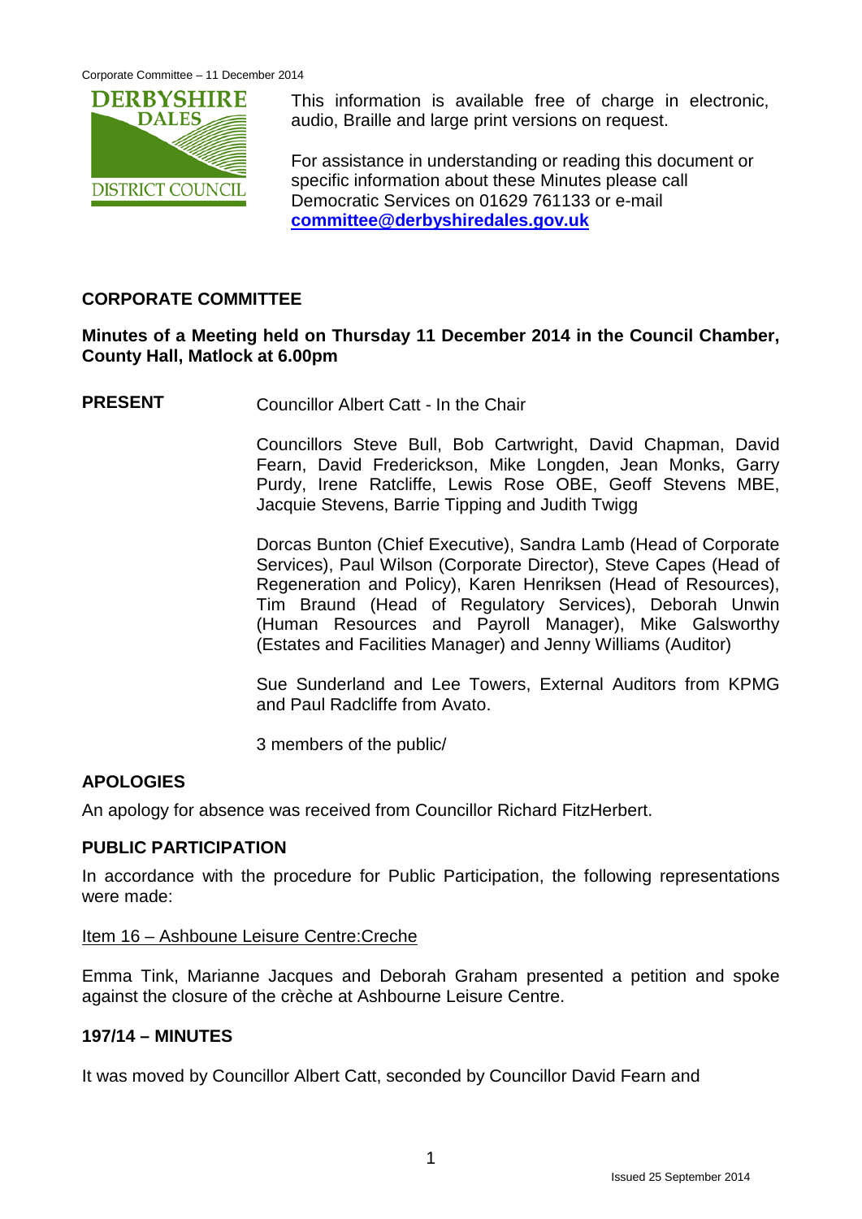This information is available free of charge in electronic, audio, Braille and large print versions on request.

For assistance in understanding or reading this document or specific information about these Minutes please call Democratic Services on 01629 761133 or e-mail **committee@derbyshiredales.gov.uk**

## CORPORATE COMMITTEE

**Minutes of a Meeting held on Thursday 11 December 2014 in the Council Chamber, County Hall, Matlock at 6.00pm**

**PRESENT**

Councillor Albert Catt - In the Chair

Councillors Steve Bull, Bob Cartwright, David Chapman, David Fearn, David Frederickson, Mike Longden, Jean Monks, Garry Purdy, Irene Ratcliffe, Lewis Rose OBE, Geoff Stevens MBE, Jacquie Stevens, Barrie Tipping and Judith Twigg

Dorcas Bunton (Chief Executive), Sandra Lamb (Head of Corporate Services), Paul Wilson (Corporate Director), Steve Capes (Head of Regeneration and Policy), Karen Henriksen (Head of Resources), Tim Braund (Head of Regulatory Services), Deborah Unwin (Human Resources and Payroll Manager), Mike Galsworthy (Estates and Facilities Manager) and Jenny Williams (Auditor)

Sue Sunderland and Lee Towers, External Auditors from KPMG and Paul Radcliffe from Avato.

3 members of the public/

### APOLOGIES

An apology for absence was received from Councillor Richard FitzHerbert.

### PUBLIC PARTICIPATION

In accordance with the procedure for Public Participation, the following representations were made:

Item 16 – Ashboune Leisure Centre:Creche

Emma Tink, Marianne Jacques and Deborah Graham presented a petition and spoke against the closure of the crèche at Ashbourne Leisure Centre.

### 197/14 – MINUTES

It was moved by Councillor Albert Catt, seconded by Councillor David Fearn and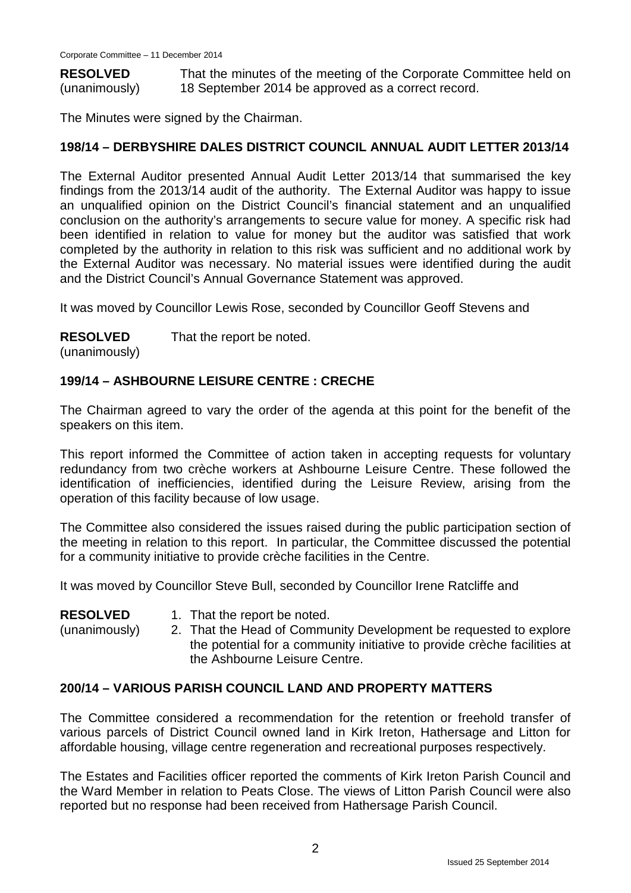**RESOLVED** (unanimously) That the minutes of the meeting of the Corporate Committee held on 18 September 2014 be approved as a correct record.

The Minutes were signed by the Chairman.

## 198/14 – DERBYSHIRE DALES DISTRICT COUNCIL ANNUAL AUDIT LETTER 2013/14

The External Auditor presented Annual Audit Letter 2013/14 that summarised the key findings from the 2013/14 audit of the authority. The External Auditor was happy to issue an unqualified opinion on the District Council's financial statement and an unqualified conclusion on the authority's arrangements to secure value for money. A specific risk had been identified in relation to value for money but the auditor was satisfied that work completed by the authority in relation to this risk was sufficient and no additional work by the External Auditor was necessary. No material issues were identified during the audit and the District Council's Annual Governance Statement was approved.

It was moved by Councillor Lewis Rose, seconded by Councillor Geoff Stevens and

**RESOLVED** (unanimously) That the report be noted.

## 199/14 – ASHBOURNE LEISURE CENTRE : CRECHE

The Chairman agreed to vary the order of the agenda at this point for the benefit of the speakers on this item.

This report informed the Committee of action taken in accepting requests for voluntary redundancy from two crèche workers at Ashbourne Leisure Centre. These followed the identification of inefficiencies, identified during the Leisure Review, arising from the operation of this facility because of low usage.

The Committee also considered the issues raised during the public participation section of the meeting in relation to this report. In particular, the Committee discussed the potential for a community initiative to provide crèche facilities in the Centre.

It was moved by Councillor Steve Bull, seconded by Councillor Irene Ratcliffe and

**RESOLVED** (unanimously)

1. That the report be noted.
2. That the Head of Community Development be requested to explore the potential for a community initiative to provide crèche facilities at the Ashbourne Leisure Centre.

## 200/14 – VARIOUS PARISH COUNCIL LAND AND PROPERTY MATTERS

The Committee considered a recommendation for the retention or freehold transfer of various parcels of District Council owned land in Kirk Ireton, Hathersage and Litton for affordable housing, village centre regeneration and recreational purposes respectively.

The Estates and Facilities officer reported the comments of Kirk Ireton Parish Council and the Ward Member in relation to Peats Close. The views of Litton Parish Council were also reported but no response had been received from Hathersage Parish Council.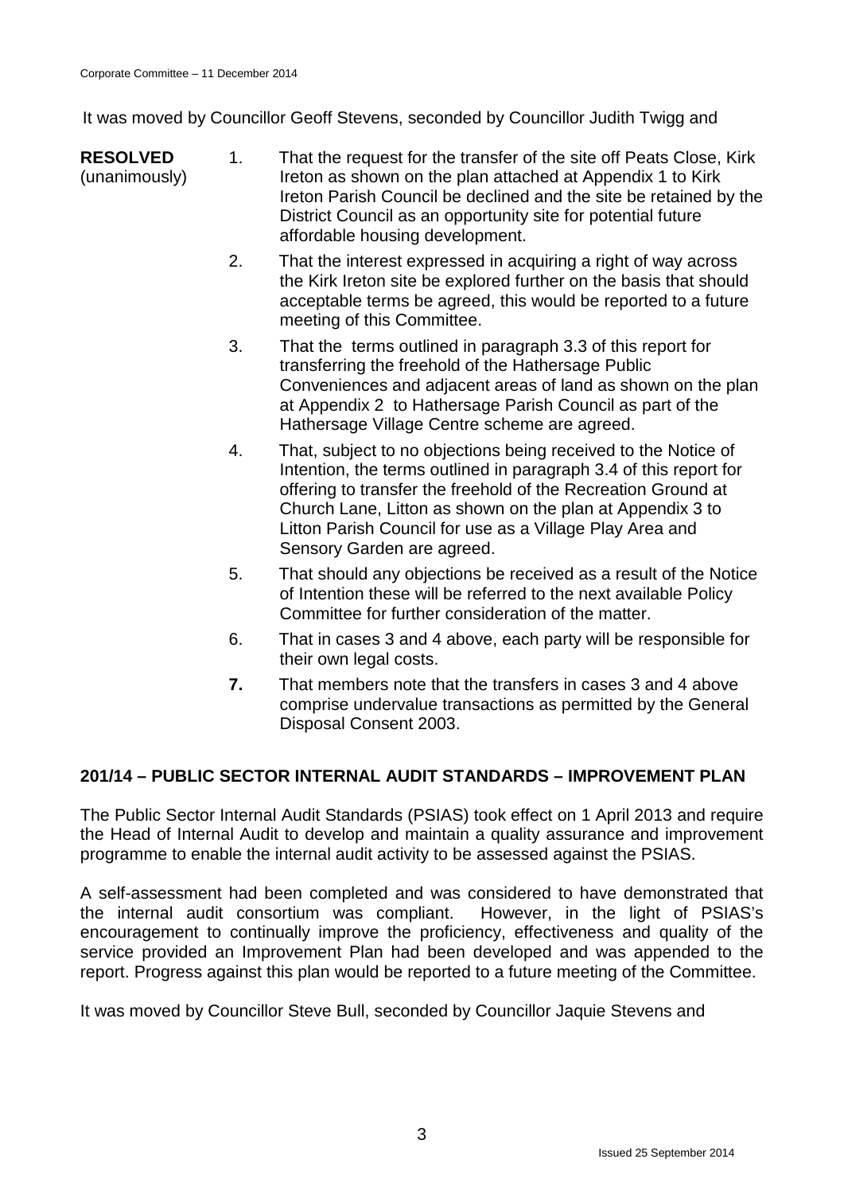It was moved by Councillor Geoff Stevens, seconded by Councillor Judith Twigg and

**RESOLVED** (unanimously)

1. That the request for the transfer of the site off Peats Close, Kirk Ireton as shown on the plan attached at Appendix 1 to Kirk Ireton Parish Council be declined and the site be retained by the District Council as an opportunity site for potential future affordable housing development.
2. That the interest expressed in acquiring a right of way across the Kirk Ireton site be explored further on the basis that should acceptable terms be agreed, this would be reported to a future meeting of this Committee.
3. That the terms outlined in paragraph 3.3 of this report for transferring the freehold of the Hathersage Public Conveniences and adjacent areas of land as shown on the plan at Appendix 2 to Hathersage Parish Council as part of the Hathersage Village Centre scheme are agreed.
4. That, subject to no objections being received to the Notice of Intention, the terms outlined in paragraph 3.4 of this report for offering to transfer the freehold of the Recreation Ground at Church Lane, Litton as shown on the plan at Appendix 3 to Litton Parish Council for use as a Village Play Area and Sensory Garden are agreed.
5. That should any objections be received as a result of the Notice of Intention these will be referred to the next available Policy Committee for further consideration of the matter.
6. That in cases 3 and 4 above, each party will be responsible for their own legal costs.
7. That members note that the transfers in cases 3 and 4 above comprise undervalue transactions as permitted by the General Disposal Consent 2003.

## 201/14 – PUBLIC SECTOR INTERNAL AUDIT STANDARDS – IMPROVEMENT PLAN

The Public Sector Internal Audit Standards (PSIAS) took effect on 1 April 2013 and require the Head of Internal Audit to develop and maintain a quality assurance and improvement programme to enable the internal audit activity to be assessed against the PSIAS.

A self-assessment had been completed and was considered to have demonstrated that the internal audit consortium was compliant. However, in the light of PSIAS's encouragement to continually improve the proficiency, effectiveness and quality of the service provided an Improvement Plan had been developed and was appended to the report. Progress against this plan would be reported to a future meeting of the Committee.

It was moved by Councillor Steve Bull, seconded by Councillor Jaquie Stevens and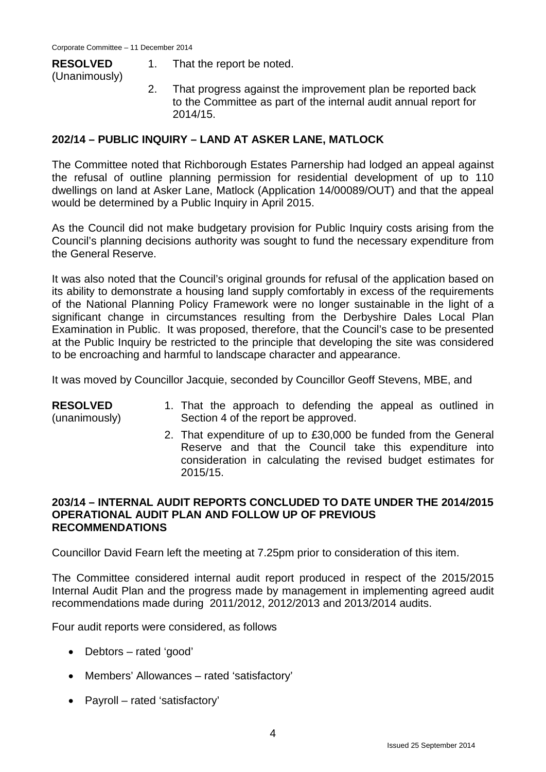**RESOLVED** (Unanimously)

1. That the report be noted.
2. That progress against the improvement plan be reported back to the Committee as part of the internal audit annual report for 2014/15.

## 202/14 – PUBLIC INQUIRY – LAND AT ASKER LANE, MATLOCK

The Committee noted that Richborough Estates Parnership had lodged an appeal against the refusal of outline planning permission for residential development of up to 110 dwellings on land at Asker Lane, Matlock (Application 14/00089/OUT) and that the appeal would be determined by a Public Inquiry in April 2015.

As the Council did not make budgetary provision for Public Inquiry costs arising from the Council's planning decisions authority was sought to fund the necessary expenditure from the General Reserve.

It was also noted that the Council's original grounds for refusal of the application based on its ability to demonstrate a housing land supply comfortably in excess of the requirements of the National Planning Policy Framework were no longer sustainable in the light of a significant change in circumstances resulting from the Derbyshire Dales Local Plan Examination in Public. It was proposed, therefore, that the Council's case to be presented at the Public Inquiry be restricted to the principle that developing the site was considered to be encroaching and harmful to landscape character and appearance.

It was moved by Councillor Jacquie, seconded by Councillor Geoff Stevens, MBE, and

**RESOLVED** (unanimously)

1. That the approach to defending the appeal as outlined in Section 4 of the report be approved.
2. That expenditure of up to £30,000 be funded from the General Reserve and that the Council take this expenditure into consideration in calculating the revised budget estimates for 2015/15.

## 203/14 – INTERNAL AUDIT REPORTS CONCLUDED TO DATE UNDER THE 2014/2015 OPERATIONAL AUDIT PLAN AND FOLLOW UP OF PREVIOUS RECOMMENDATIONS

Councillor David Fearn left the meeting at 7.25pm prior to consideration of this item.

The Committee considered internal audit report produced in respect of the 2015/2015 Internal Audit Plan and the progress made by management in implementing agreed audit recommendations made during 2011/2012, 2012/2013 and 2013/2014 audits.

Four audit reports were considered, as follows

- Debtors – rated 'good'
- Members' Allowances – rated 'satisfactory'
- Payroll – rated 'satisfactory'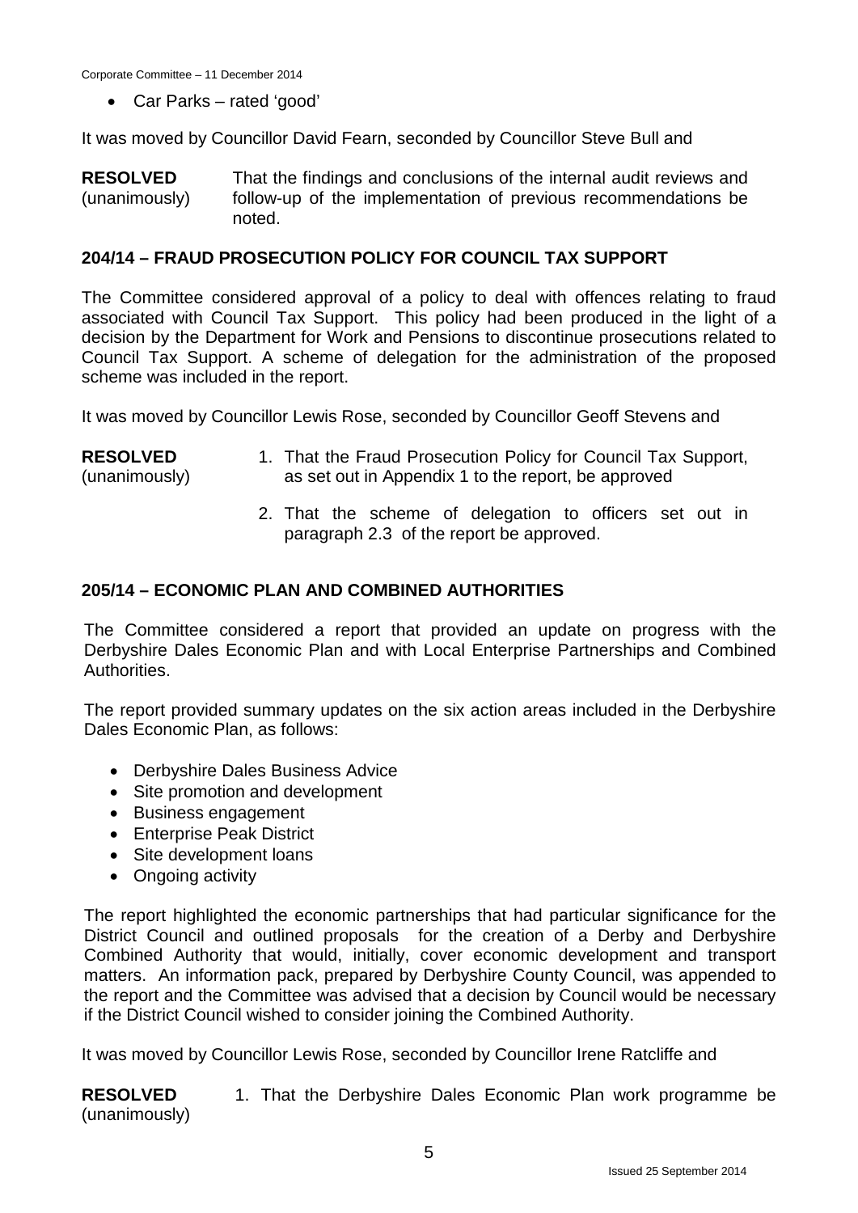- Car Parks – rated 'good'

It was moved by Councillor David Fearn, seconded by Councillor Steve Bull and

**RESOLVED** (unanimously) That the findings and conclusions of the internal audit reviews and follow-up of the implementation of previous recommendations be noted.

## 204/14 – FRAUD PROSECUTION POLICY FOR COUNCIL TAX SUPPORT

The Committee considered approval of a policy to deal with offences relating to fraud associated with Council Tax Support. This policy had been produced in the light of a decision by the Department for Work and Pensions to discontinue prosecutions related to Council Tax Support. A scheme of delegation for the administration of the proposed scheme was included in the report.

It was moved by Councillor Lewis Rose, seconded by Councillor Geoff Stevens and

**RESOLVED** (unanimously)

1. That the Fraud Prosecution Policy for Council Tax Support, as set out in Appendix 1 to the report, be approved
2. That the scheme of delegation to officers set out in paragraph 2.3 of the report be approved.

## 205/14 – ECONOMIC PLAN AND COMBINED AUTHORITIES

The Committee considered a report that provided an update on progress with the Derbyshire Dales Economic Plan and with Local Enterprise Partnerships and Combined Authorities.

The report provided summary updates on the six action areas included in the Derbyshire Dales Economic Plan, as follows:

- Derbyshire Dales Business Advice
- Site promotion and development
- Business engagement
- Enterprise Peak District
- Site development loans
- Ongoing activity

The report highlighted the economic partnerships that had particular significance for the District Council and outlined proposals for the creation of a Derby and Derbyshire Combined Authority that would, initially, cover economic development and transport matters. An information pack, prepared by Derbyshire County Council, was appended to the report and the Committee was advised that a decision by Council would be necessary if the District Council wished to consider joining the Combined Authority.

It was moved by Councillor Lewis Rose, seconded by Councillor Irene Ratcliffe and

**RESOLVED** (unanimously)

1. That the Derbyshire Dales Economic Plan work programme be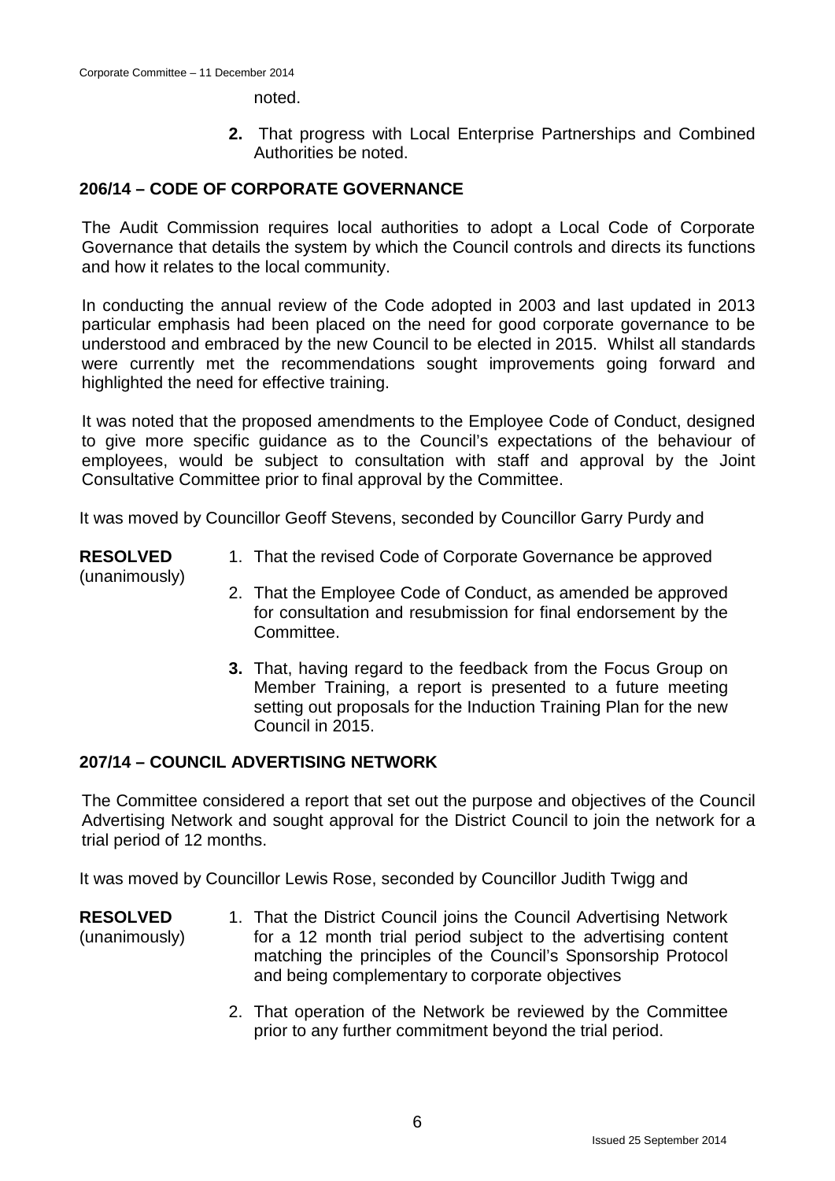noted.

2. That progress with Local Enterprise Partnerships and Combined Authorities be noted.

## 206/14 – CODE OF CORPORATE GOVERNANCE

The Audit Commission requires local authorities to adopt a Local Code of Corporate Governance that details the system by which the Council controls and directs its functions and how it relates to the local community.

In conducting the annual review of the Code adopted in 2003 and last updated in 2013 particular emphasis had been placed on the need for good corporate governance to be understood and embraced by the new Council to be elected in 2015. Whilst all standards were currently met the recommendations sought improvements going forward and highlighted the need for effective training.

It was noted that the proposed amendments to the Employee Code of Conduct, designed to give more specific guidance as to the Council's expectations of the behaviour of employees, would be subject to consultation with staff and approval by the Joint Consultative Committee prior to final approval by the Committee.

It was moved by Councillor Geoff Stevens, seconded by Councillor Garry Purdy and

**RESOLVED** (unanimously)

1. That the revised Code of Corporate Governance be approved
2. That the Employee Code of Conduct, as amended be approved for consultation and resubmission for final endorsement by the Committee.
3. That, having regard to the feedback from the Focus Group on Member Training, a report is presented to a future meeting setting out proposals for the Induction Training Plan for the new Council in 2015.

## 207/14 – COUNCIL ADVERTISING NETWORK

The Committee considered a report that set out the purpose and objectives of the Council Advertising Network and sought approval for the District Council to join the network for a trial period of 12 months.

It was moved by Councillor Lewis Rose, seconded by Councillor Judith Twigg and

**RESOLVED** (unanimously)

1. That the District Council joins the Council Advertising Network for a 12 month trial period subject to the advertising content matching the principles of the Council's Sponsorship Protocol and being complementary to corporate objectives
2. That operation of the Network be reviewed by the Committee prior to any further commitment beyond the trial period.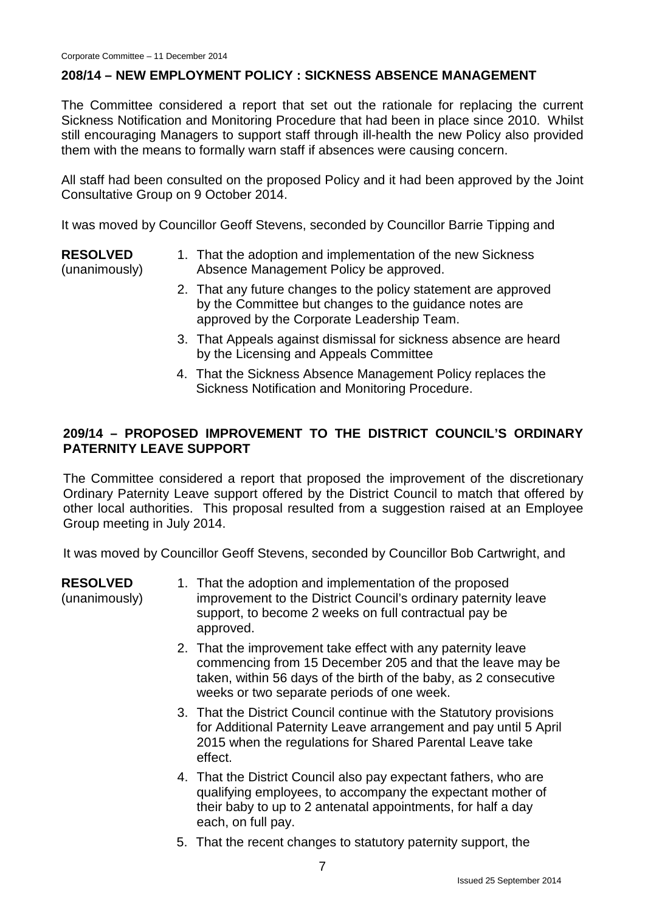## 208/14 – NEW EMPLOYMENT POLICY : SICKNESS ABSENCE MANAGEMENT

The Committee considered a report that set out the rationale for replacing the current Sickness Notification and Monitoring Procedure that had been in place since 2010. Whilst still encouraging Managers to support staff through ill-health the new Policy also provided them with the means to formally warn staff if absences were causing concern.

All staff had been consulted on the proposed Policy and it had been approved by the Joint Consultative Group on 9 October 2014.

It was moved by Councillor Geoff Stevens, seconded by Councillor Barrie Tipping and

**RESOLVED** (unanimously)

1. That the adoption and implementation of the new Sickness Absence Management Policy be approved.
2. That any future changes to the policy statement are approved by the Committee but changes to the guidance notes are approved by the Corporate Leadership Team.
3. That Appeals against dismissal for sickness absence are heard by the Licensing and Appeals Committee
4. That the Sickness Absence Management Policy replaces the Sickness Notification and Monitoring Procedure.

## 209/14 – PROPOSED IMPROVEMENT TO THE DISTRICT COUNCIL'S ORDINARY PATERNITY LEAVE SUPPORT

The Committee considered a report that proposed the improvement of the discretionary Ordinary Paternity Leave support offered by the District Council to match that offered by other local authorities. This proposal resulted from a suggestion raised at an Employee Group meeting in July 2014.

It was moved by Councillor Geoff Stevens, seconded by Councillor Bob Cartwright, and

**RESOLVED** (unanimously)

1. That the adoption and implementation of the proposed improvement to the District Council's ordinary paternity leave support, to become 2 weeks on full contractual pay be approved.
2. That the improvement take effect with any paternity leave commencing from 15 December 205 and that the leave may be taken, within 56 days of the birth of the baby, as 2 consecutive weeks or two separate periods of one week.
3. That the District Council continue with the Statutory provisions for Additional Paternity Leave arrangement and pay until 5 April 2015 when the regulations for Shared Parental Leave take effect.
4. That the District Council also pay expectant fathers, who are qualifying employees, to accompany the expectant mother of their baby to up to 2 antenatal appointments, for half a day each, on full pay.
5. That the recent changes to statutory paternity support, the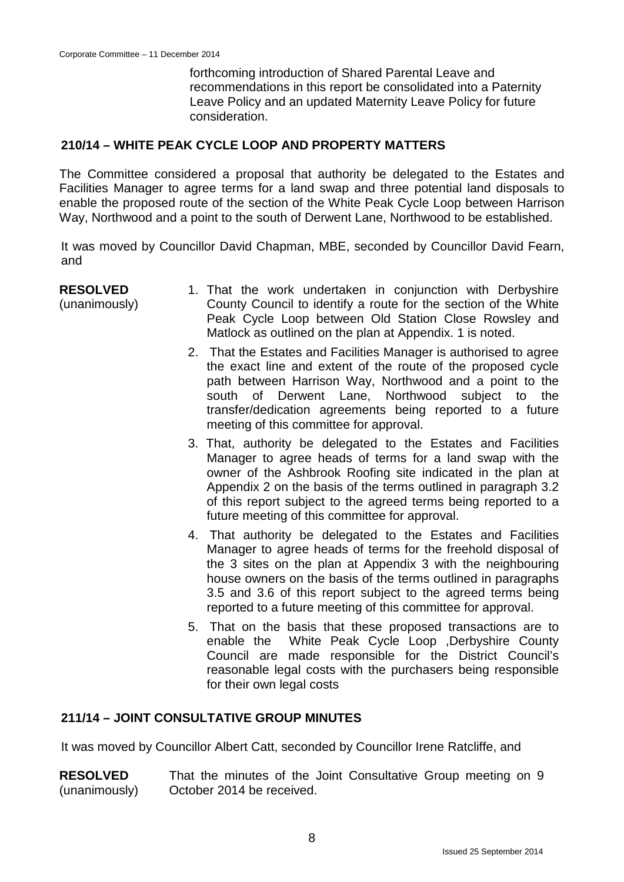forthcoming introduction of Shared Parental Leave and recommendations in this report be consolidated into a Paternity Leave Policy and an updated Maternity Leave Policy for future consideration.

## 210/14 – WHITE PEAK CYCLE LOOP AND PROPERTY MATTERS

The Committee considered a proposal that authority be delegated to the Estates and Facilities Manager to agree terms for a land swap and three potential land disposals to enable the proposed route of the section of the White Peak Cycle Loop between Harrison Way, Northwood and a point to the south of Derwent Lane, Northwood to be established.

It was moved by Councillor David Chapman, MBE, seconded by Councillor David Fearn, and

**RESOLVED** (unanimously)

1. That the work undertaken in conjunction with Derbyshire County Council to identify a route for the section of the White Peak Cycle Loop between Old Station Close Rowsley and Matlock as outlined on the plan at Appendix. 1 is noted.
2. That the Estates and Facilities Manager is authorised to agree the exact line and extent of the route of the proposed cycle path between Harrison Way, Northwood and a point to the south of Derwent Lane, Northwood subject to the transfer/dedication agreements being reported to a future meeting of this committee for approval.
3. That, authority be delegated to the Estates and Facilities Manager to agree heads of terms for a land swap with the owner of the Ashbrook Roofing site indicated in the plan at Appendix 2 on the basis of the terms outlined in paragraph 3.2 of this report subject to the agreed terms being reported to a future meeting of this committee for approval.
4. That authority be delegated to the Estates and Facilities Manager to agree heads of terms for the freehold disposal of the 3 sites on the plan at Appendix 3 with the neighbouring house owners on the basis of the terms outlined in paragraphs 3.5 and 3.6 of this report subject to the agreed terms being reported to a future meeting of this committee for approval.
5. That on the basis that these proposed transactions are to enable the White Peak Cycle Loop ,Derbyshire County Council are made responsible for the District Council's reasonable legal costs with the purchasers being responsible for their own legal costs

## 211/14 – JOINT CONSULTATIVE GROUP MINUTES

It was moved by Councillor Albert Catt, seconded by Councillor Irene Ratcliffe, and

**RESOLVED** (unanimously)

That the minutes of the Joint Consultative Group meeting on 9 October 2014 be received.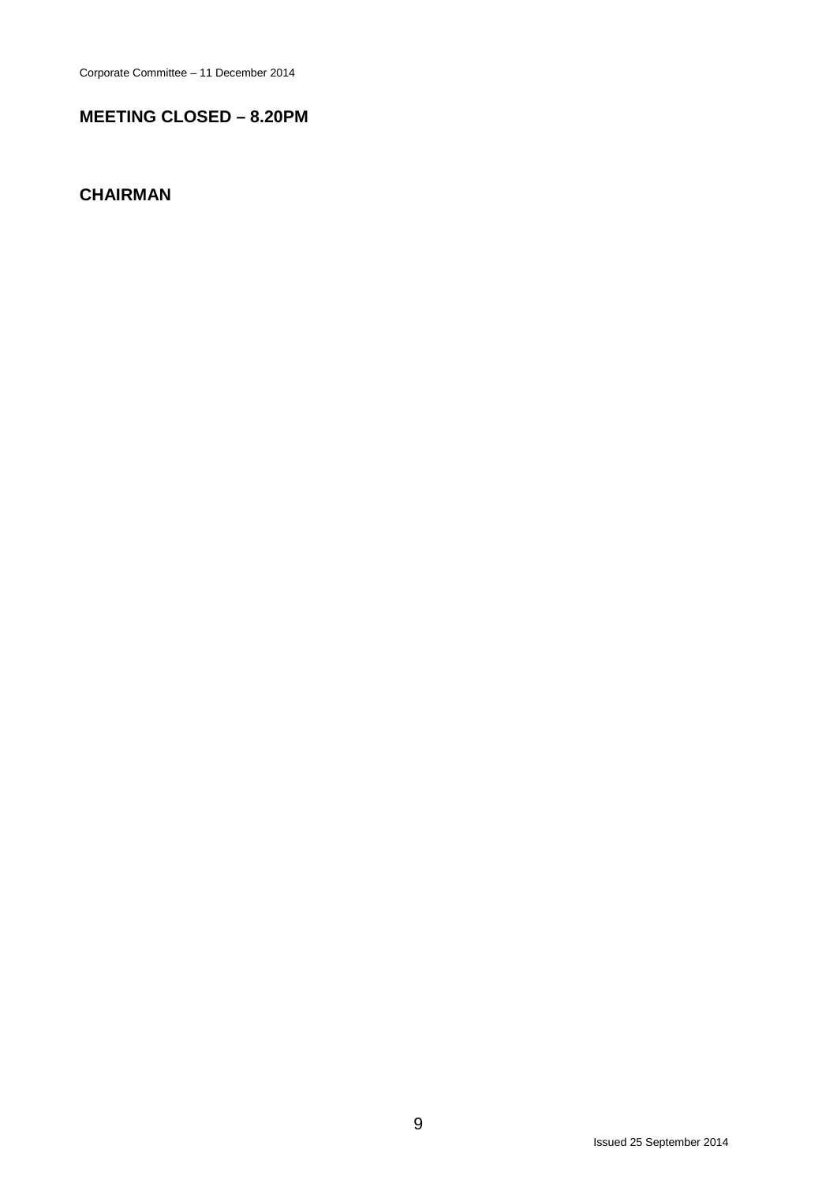**MEETING CLOSED – 8.20PM**

**CHAIRMAN**